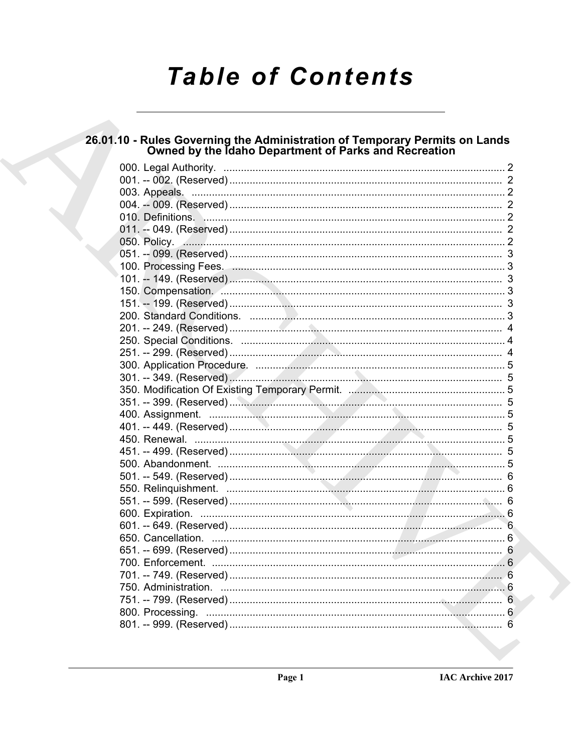# Table of Contents

## 26.01.10 - Rules Governing the Administration of Temporary Permits on Lands Owned by the Idaho Department of Parks and Recreation

000. Legal Authority. ..... 2
001. -- 002. (Reserved) ..... 2
003. Appeals. ..... 2
004. -- 009. (Reserved) ..... 2
010. Definitions. ..... 2
011. -- 049. (Reserved) ..... 2
050. Policy. ..... 2
051. -- 099. (Reserved) ..... 3
100. Processing Fees. ..... 3
101. -- 149. (Reserved) ..... 3
150. Compensation. ..... 3
151. -- 199. (Reserved) ..... 3
200. Standard Conditions. ..... 3
201. -- 249. (Reserved) ..... 4
250. Special Conditions. ..... 4
251. -- 299. (Reserved) ..... 4
300. Application Procedure. ..... 5
301. -- 349. (Reserved) ..... 5
350. Modification Of Existing Temporary Permit. ..... 5
351. -- 399. (Reserved) ..... 5
400. Assignment. ..... 5
401. -- 449. (Reserved) ..... 5
450. Renewal. ..... 5
451. -- 499. (Reserved) ..... 5
500. Abandonment. ..... 5
501. -- 549. (Reserved) ..... 6
550. Relinquishment. ..... 6
551. -- 599. (Reserved) ..... 6
600. Expiration. ..... 6
601. -- 649. (Reserved) ..... 6
650. Cancellation. ..... 6
651. -- 699. (Reserved) ..... 6
700. Enforcement. ..... 6
701. -- 749. (Reserved) ..... 6
750. Administration. ..... 6
751. -- 799. (Reserved) ..... 6
800. Processing. ..... 6
801. -- 999. (Reserved) ..... 6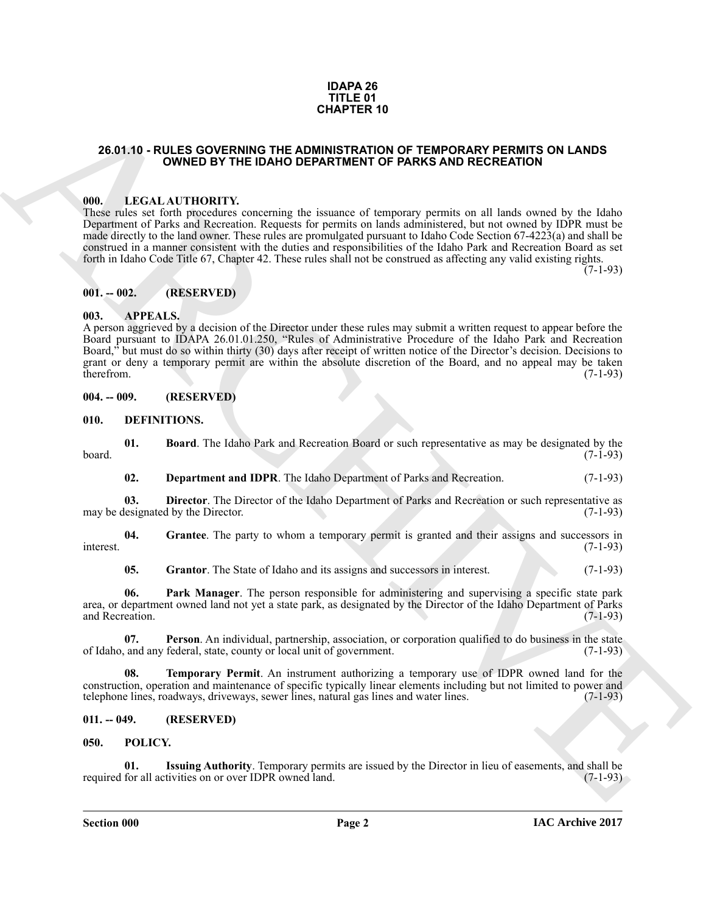**IDAPA 26**
**TITLE 01**
**CHAPTER 10**

## 26.01.10 - RULES GOVERNING THE ADMINISTRATION OF TEMPORARY PERMITS ON LANDS OWNED BY THE IDAHO DEPARTMENT OF PARKS AND RECREATION

### 000. LEGAL AUTHORITY.

These rules set forth procedures concerning the issuance of temporary permits on all lands owned by the Idaho Department of Parks and Recreation. Requests for permits on lands administered, but not owned by IDPR must be made directly to the land owner. These rules are promulgated pursuant to Idaho Code Section 67-4223(a) and shall be construed in a manner consistent with the duties and responsibilities of the Idaho Park and Recreation Board as set forth in Idaho Code Title 67, Chapter 42. These rules shall not be construed as affecting any valid existing rights. (7-1-93)

### 001. -- 002. (RESERVED)

### 003. APPEALS.

A person aggrieved by a decision of the Director under these rules may submit a written request to appear before the Board pursuant to IDAPA 26.01.01.250, "Rules of Administrative Procedure of the Idaho Park and Recreation Board," but must do so within thirty (30) days after receipt of written notice of the Director's decision. Decisions to grant or deny a temporary permit are within the absolute discretion of the Board, and no appeal may be taken therefrom. (7-1-93)

### 004. -- 009. (RESERVED)

### 010. DEFINITIONS.

**01. Board**. The Idaho Park and Recreation Board or such representative as may be designated by the board. (7-1-93)

**02. Department and IDPR**. The Idaho Department of Parks and Recreation. (7-1-93)

**03. Director**. The Director of the Idaho Department of Parks and Recreation or such representative as may be designated by the Director. (7-1-93)

**04. Grantee**. The party to whom a temporary permit is granted and their assigns and successors in interest. (7-1-93)

**05. Grantor**. The State of Idaho and its assigns and successors in interest. (7-1-93)

**06. Park Manager**. The person responsible for administering and supervising a specific state park area, or department owned land not yet a state park, as designated by the Director of the Idaho Department of Parks and Recreation. (7-1-93)

**07. Person**. An individual, partnership, association, or corporation qualified to do business in the state of Idaho, and any federal, state, county or local unit of government. (7-1-93)

**08. Temporary Permit**. An instrument authorizing a temporary use of IDPR owned land for the construction, operation and maintenance of specific typically linear elements including but not limited to power and telephone lines, roadways, driveways, sewer lines, natural gas lines and water lines. (7-1-93)

### 011. -- 049. (RESERVED)

### 050. POLICY.

**01. Issuing Authority**. Temporary permits are issued by the Director in lieu of easements, and shall be required for all activities on or over IDPR owned land. (7-1-93)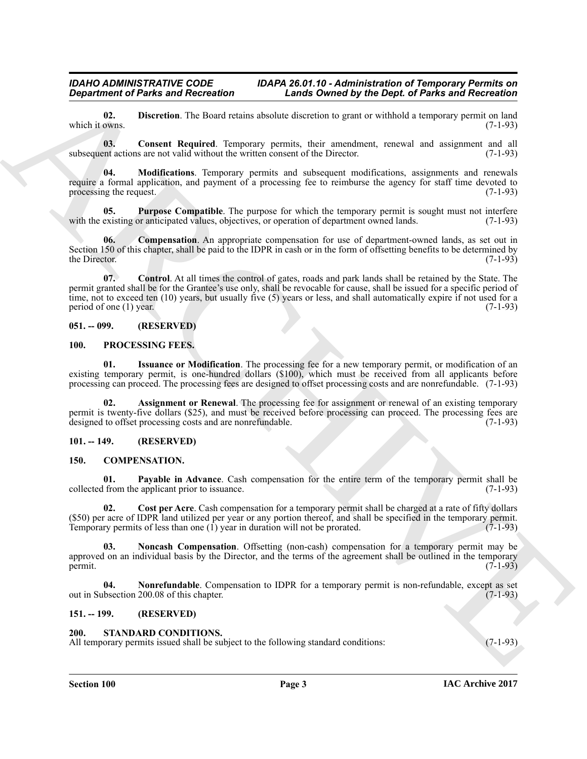**02. Discretion**. The Board retains absolute discretion to grant or withhold a temporary permit on land which it owns. (7-1-93)

**03. Consent Required**. Temporary permits, their amendment, renewal and assignment and all subsequent actions are not valid without the written consent of the Director. (7-1-93)

**04. Modifications**. Temporary permits and subsequent modifications, assignments and renewals require a formal application, and payment of a processing fee to reimburse the agency for staff time devoted to processing the request. (7-1-93)

**05. Purpose Compatible**. The purpose for which the temporary permit is sought must not interfere with the existing or anticipated values, objectives, or operation of department owned lands. (7-1-93)

**06. Compensation**. An appropriate compensation for use of department-owned lands, as set out in Section 150 of this chapter, shall be paid to the IDPR in cash or in the form of offsetting benefits to be determined by the Director. (7-1-93)

**07. Control**. At all times the control of gates, roads and park lands shall be retained by the State. The permit granted shall be for the Grantee's use only, shall be revocable for cause, shall be issued for a specific period of time, not to exceed ten (10) years, but usually five (5) years or less, and shall automatically expire if not used for a period of one (1) year. (7-1-93)

## 051. -- 099. (RESERVED)

## 100. PROCESSING FEES.

**01. Issuance or Modification**. The processing fee for a new temporary permit, or modification of an existing temporary permit, is one-hundred dollars ($100), which must be received from all applicants before processing can proceed. The processing fees are designed to offset processing costs and are nonrefundable. (7-1-93)

**02. Assignment or Renewal**. The processing fee for assignment or renewal of an existing temporary permit is twenty-five dollars ($25), and must be received before processing can proceed. The processing fees are designed to offset processing costs and are nonrefundable. (7-1-93)

## 101. -- 149. (RESERVED)

## 150. COMPENSATION.

**01. Payable in Advance**. Cash compensation for the entire term of the temporary permit shall be collected from the applicant prior to issuance. (7-1-93)

**02. Cost per Acre**. Cash compensation for a temporary permit shall be charged at a rate of fifty dollars ($50) per acre of IDPR land utilized per year or any portion thereof, and shall be specified in the temporary permit. Temporary permits of less than one (1) year in duration will not be prorated. (7-1-93)

**03. Noncash Compensation**. Offsetting (non-cash) compensation for a temporary permit may be approved on an individual basis by the Director, and the terms of the agreement shall be outlined in the temporary permit. (7-1-93)

**04. Nonrefundable**. Compensation to IDPR for a temporary permit is non-refundable, except as set out in Subsection 200.08 of this chapter. (7-1-93)

## 151. -- 199. (RESERVED)

## 200. STANDARD CONDITIONS.

All temporary permits issued shall be subject to the following standard conditions: (7-1-93)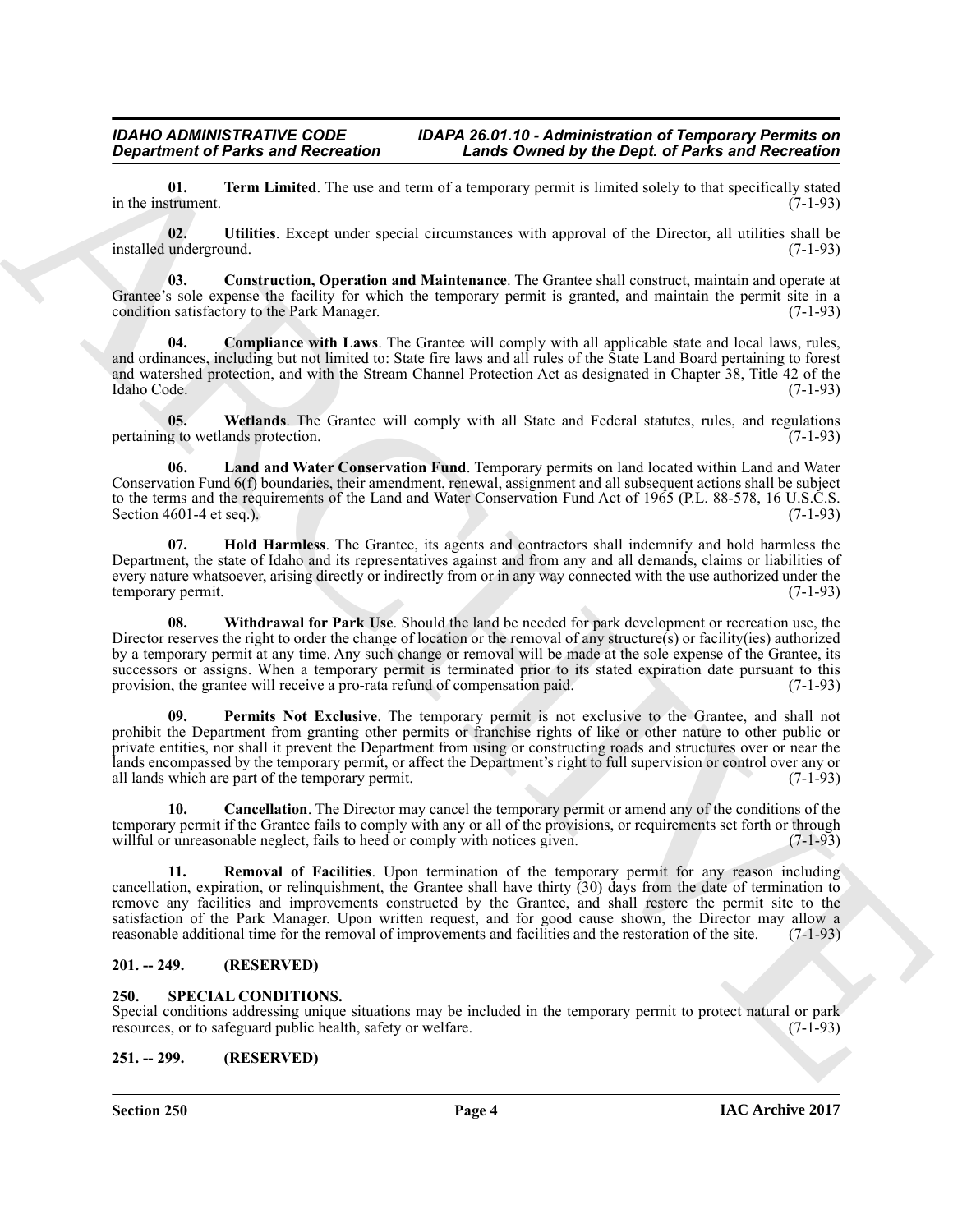**01. Term Limited**. The use and term of a temporary permit is limited solely to that specifically stated in the instrument. (7-1-93)

**02. Utilities**. Except under special circumstances with approval of the Director, all utilities shall be installed underground. (7-1-93)

**03. Construction, Operation and Maintenance**. The Grantee shall construct, maintain and operate at Grantee's sole expense the facility for which the temporary permit is granted, and maintain the permit site in a condition satisfactory to the Park Manager. (7-1-93)

**04. Compliance with Laws**. The Grantee will comply with all applicable state and local laws, rules, and ordinances, including but not limited to: State fire laws and all rules of the State Land Board pertaining to forest and watershed protection, and with the Stream Channel Protection Act as designated in Chapter 38, Title 42 of the Idaho Code. (7-1-93)

**05. Wetlands**. The Grantee will comply with all State and Federal statutes, rules, and regulations pertaining to wetlands protection. (7-1-93)

**06. Land and Water Conservation Fund**. Temporary permits on land located within Land and Water Conservation Fund 6(f) boundaries, their amendment, renewal, assignment and all subsequent actions shall be subject to the terms and the requirements of the Land and Water Conservation Fund Act of 1965 (P.L. 88-578, 16 U.S.C.S. Section 4601-4 et seq.). (7-1-93)

**07. Hold Harmless**. The Grantee, its agents and contractors shall indemnify and hold harmless the Department, the state of Idaho and its representatives against and from any and all demands, claims or liabilities of every nature whatsoever, arising directly or indirectly from or in any way connected with the use authorized under the temporary permit. (7-1-93)

**08. Withdrawal for Park Use**. Should the land be needed for park development or recreation use, the Director reserves the right to order the change of location or the removal of any structure(s) or facility(ies) authorized by a temporary permit at any time. Any such change or removal will be made at the sole expense of the Grantee, its successors or assigns. When a temporary permit is terminated prior to its stated expiration date pursuant to this provision, the grantee will receive a pro-rata refund of compensation paid. (7-1-93)

**09. Permits Not Exclusive**. The temporary permit is not exclusive to the Grantee, and shall not prohibit the Department from granting other permits or franchise rights of like or other nature to other public or private entities, nor shall it prevent the Department from using or constructing roads and structures over or near the lands encompassed by the temporary permit, or affect the Department's right to full supervision or control over any or all lands which are part of the temporary permit. (7-1-93)

**10. Cancellation**. The Director may cancel the temporary permit or amend any of the conditions of the temporary permit if the Grantee fails to comply with any or all of the provisions, or requirements set forth or through willful or unreasonable neglect, fails to heed or comply with notices given. (7-1-93)

**11. Removal of Facilities**. Upon termination of the temporary permit for any reason including cancellation, expiration, or relinquishment, the Grantee shall have thirty (30) days from the date of termination to remove any facilities and improvements constructed by the Grantee, and shall restore the permit site to the satisfaction of the Park Manager. Upon written request, and for good cause shown, the Director may allow a reasonable additional time for the removal of improvements and facilities and the restoration of the site. (7-1-93)

## 201. -- 249. (RESERVED)

## 250. SPECIAL CONDITIONS.

Special conditions addressing unique situations may be included in the temporary permit to protect natural or park resources, or to safeguard public health, safety or welfare. (7-1-93)

## 251. -- 299. (RESERVED)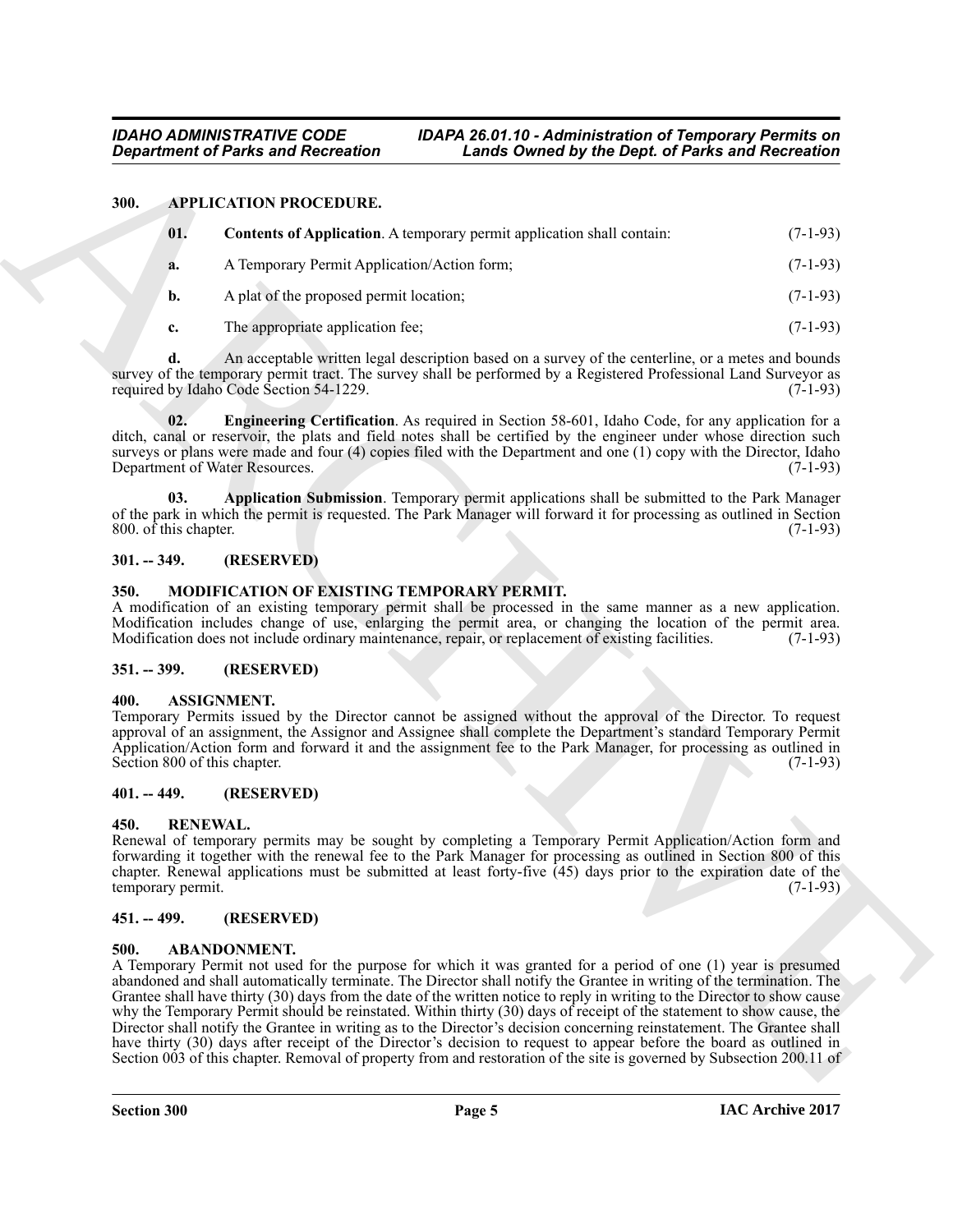### 300. APPLICATION PROCEDURE.

**01. Contents of Application**. A temporary permit application shall contain: (7-1-93)

**a.** A Temporary Permit Application/Action form; (7-1-93)

**b.** A plat of the proposed permit location; (7-1-93)

**c.** The appropriate application fee; (7-1-93)

**d.** An acceptable written legal description based on a survey of the centerline, or a metes and bounds survey of the temporary permit tract. The survey shall be performed by a Registered Professional Land Surveyor as required by Idaho Code Section 54-1229. (7-1-93)

**02. Engineering Certification**. As required in Section 58-601, Idaho Code, for any application for a ditch, canal or reservoir, the plats and field notes shall be certified by the engineer under whose direction such surveys or plans were made and four (4) copies filed with the Department and one (1) copy with the Director, Idaho Department of Water Resources. (7-1-93)

**03. Application Submission**. Temporary permit applications shall be submitted to the Park Manager of the park in which the permit is requested. The Park Manager will forward it for processing as outlined in Section 800. of this chapter. (7-1-93)

### 301. -- 349. (RESERVED)

### 350. MODIFICATION OF EXISTING TEMPORARY PERMIT.

A modification of an existing temporary permit shall be processed in the same manner as a new application. Modification includes change of use, enlarging the permit area, or changing the location of the permit area. Modification does not include ordinary maintenance, repair, or replacement of existing facilities. (7-1-93)

### 351. -- 399. (RESERVED)

### 400. ASSIGNMENT.

Temporary Permits issued by the Director cannot be assigned without the approval of the Director. To request approval of an assignment, the Assignor and Assignee shall complete the Department's standard Temporary Permit Application/Action form and forward it and the assignment fee to the Park Manager, for processing as outlined in Section 800 of this chapter. (7-1-93)

### 401. -- 449. (RESERVED)

### 450. RENEWAL.

Renewal of temporary permits may be sought by completing a Temporary Permit Application/Action form and forwarding it together with the renewal fee to the Park Manager for processing as outlined in Section 800 of this chapter. Renewal applications must be submitted at least forty-five (45) days prior to the expiration date of the temporary permit. (7-1-93)

### 451. -- 499. (RESERVED)

### 500. ABANDONMENT.

A Temporary Permit not used for the purpose for which it was granted for a period of one (1) year is presumed abandoned and shall automatically terminate. The Director shall notify the Grantee in writing of the termination. The Grantee shall have thirty (30) days from the date of the written notice to reply in writing to the Director to show cause why the Temporary Permit should be reinstated. Within thirty (30) days of receipt of the statement to show cause, the Director shall notify the Grantee in writing as to the Director's decision concerning reinstatement. The Grantee shall have thirty (30) days after receipt of the Director's decision to request to appear before the board as outlined in Section 003 of this chapter. Removal of property from and restoration of the site is governed by Subsection 200.11 of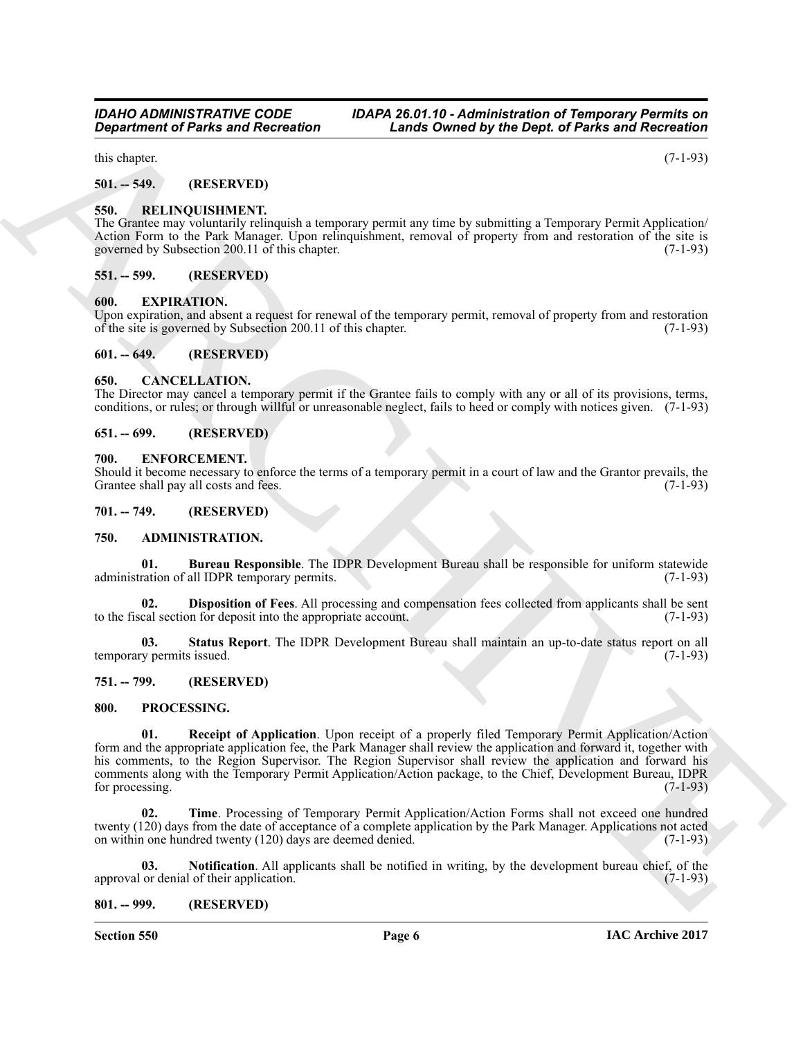this chapter. (7-1-93)

## 501. -- 549. (RESERVED)

## 550. RELINQUISHMENT.

The Grantee may voluntarily relinquish a temporary permit any time by submitting a Temporary Permit Application/Action Form to the Park Manager. Upon relinquishment, removal of property from and restoration of the site is governed by Subsection 200.11 of this chapter. (7-1-93)

## 551. -- 599. (RESERVED)

## 600. EXPIRATION.

Upon expiration, and absent a request for renewal of the temporary permit, removal of property from and restoration of the site is governed by Subsection 200.11 of this chapter. (7-1-93)

## 601. -- 649. (RESERVED)

## 650. CANCELLATION.

The Director may cancel a temporary permit if the Grantee fails to comply with any or all of its provisions, terms, conditions, or rules; or through willful or unreasonable neglect, fails to heed or comply with notices given. (7-1-93)

## 651. -- 699. (RESERVED)

## 700. ENFORCEMENT.

Should it become necessary to enforce the terms of a temporary permit in a court of law and the Grantor prevails, the Grantee shall pay all costs and fees. (7-1-93)

## 701. -- 749. (RESERVED)

## 750. ADMINISTRATION.

**01. Bureau Responsible**. The IDPR Development Bureau shall be responsible for uniform statewide administration of all IDPR temporary permits. (7-1-93)

**02. Disposition of Fees**. All processing and compensation fees collected from applicants shall be sent to the fiscal section for deposit into the appropriate account. (7-1-93)

**03. Status Report**. The IDPR Development Bureau shall maintain an up-to-date status report on all temporary permits issued. (7-1-93)

## 751. -- 799. (RESERVED)

## 800. PROCESSING.

**01. Receipt of Application**. Upon receipt of a properly filed Temporary Permit Application/Action form and the appropriate application fee, the Park Manager shall review the application and forward it, together with his comments, to the Region Supervisor. The Region Supervisor shall review the application and forward his comments along with the Temporary Permit Application/Action package, to the Chief, Development Bureau, IDPR for processing. (7-1-93)

**02. Time**. Processing of Temporary Permit Application/Action Forms shall not exceed one hundred twenty (120) days from the date of acceptance of a complete application by the Park Manager. Applications not acted on within one hundred twenty (120) days are deemed denied. (7-1-93)

**03. Notification**. All applicants shall be notified in writing, by the development bureau chief, of the approval or denial of their application. (7-1-93)

## 801. -- 999. (RESERVED)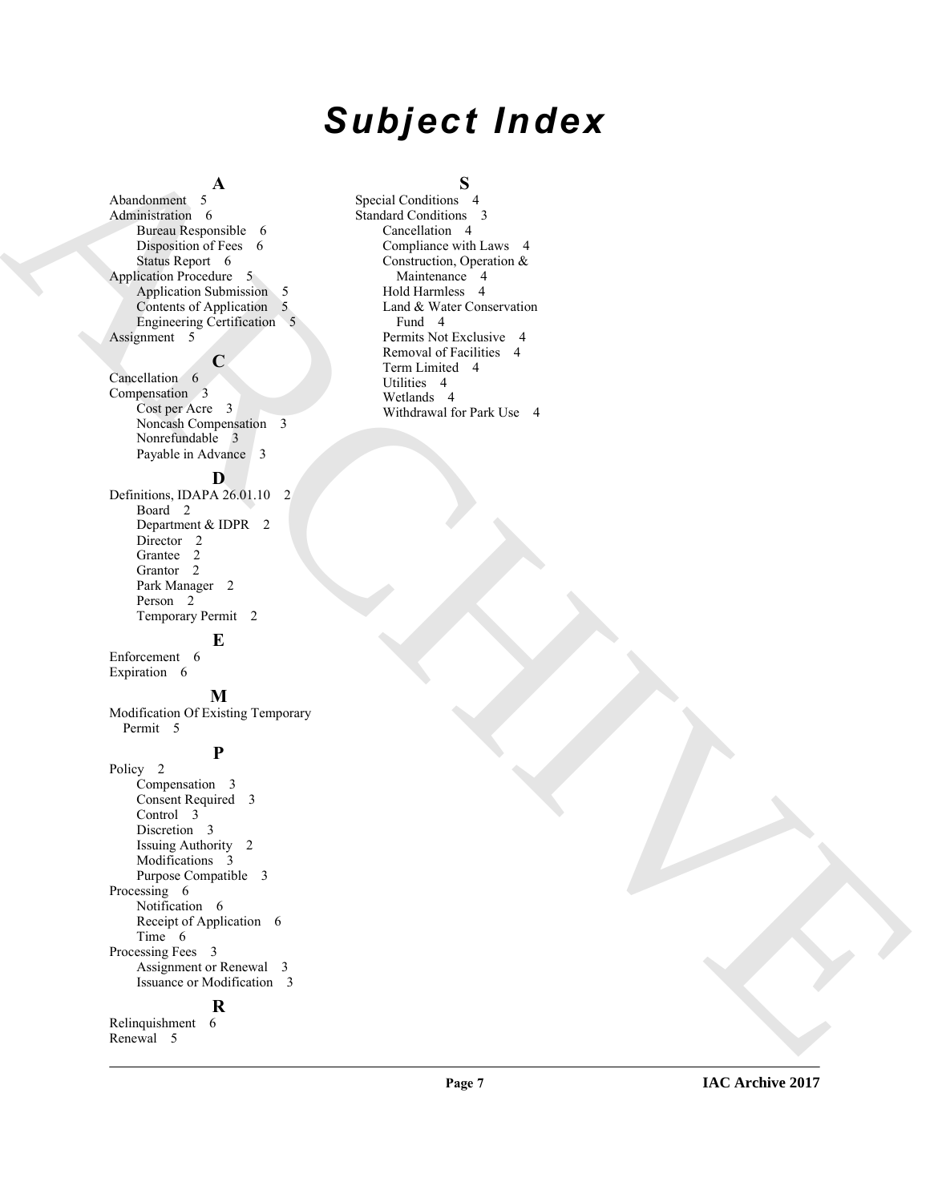# *Subject Index*

## A

Abandonment 5
Administration 6
- Bureau Responsible 6
- Disposition of Fees 6
- Status Report 6

Application Procedure 5
- Application Submission 5
- Contents of Application 5
- Engineering Certification 5

Assignment 5

## C

Cancellation 6
Compensation 3
- Cost per Acre 3
- Noncash Compensation 3
- Nonrefundable 3
- Payable in Advance 3

## D

Definitions, IDAPA 26.01.10 2
- Board 2
- Department & IDPR 2
- Director 2
- Grantee 2
- Grantor 2
- Park Manager 2
- Person 2
- Temporary Permit 2

## E

Enforcement 6
Expiration 6

## M

Modification Of Existing Temporary Permit 5

## P

Policy 2
- Compensation 3
- Consent Required 3
- Control 3
- Discretion 3
- Issuing Authority 2
- Modifications 3
- Purpose Compatible 3

Processing 6
- Notification 6
- Receipt of Application 6
- Time 6

Processing Fees 3
- Assignment or Renewal 3
- Issuance or Modification 3

## R

Relinquishment 6
Renewal 5

## S

Special Conditions 4
Standard Conditions 3
- Cancellation 4
- Compliance with Laws 4
- Construction, Operation & Maintenance 4
- Hold Harmless 4
- Land & Water Conservation Fund 4
- Permits Not Exclusive 4
- Removal of Facilities 4
- Term Limited 4
- Utilities 4
- Wetlands 4
- Withdrawal for Park Use 4